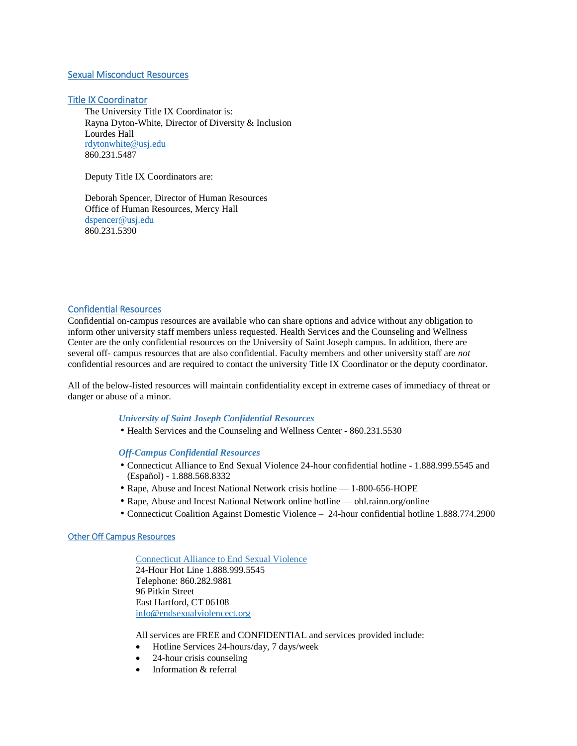## Sexual Misconduct Resources

### Title IX Coordinator

The University Title IX Coordinator is:
Rayna Dyton-White, Director of Diversity & Inclusion
Lourdes Hall
rdytonwhite@usj.edu
860.231.5487

Deputy Title IX Coordinators are:

Deborah Spencer, Director of Human Resources
Office of Human Resources, Mercy Hall
dspencer@usj.edu
860.231.5390

### Confidential Resources

Confidential on-campus resources are available who can share options and advice without any obligation to inform other university staff members unless requested. Health Services and the Counseling and Wellness Center are the only confidential resources on the University of Saint Joseph campus. In addition, there are several off- campus resources that are also confidential. Faculty members and other university staff are *not* confidential resources and are required to contact the university Title IX Coordinator or the deputy coordinator.

All of the below-listed resources will maintain confidentiality except in extreme cases of immediacy of threat or danger or abuse of a minor.

***University of Saint Joseph Confidential Resources***

- Health Services and the Counseling and Wellness Center - 860.231.5530

***Off-Campus Confidential Resources***

- Connecticut Alliance to End Sexual Violence 24-hour confidential hotline - 1.888.999.5545 and (Español) - 1.888.568.8332
- Rape, Abuse and Incest National Network crisis hotline — 1-800-656-HOPE
- Rape, Abuse and Incest National Network online hotline — ohl.rainn.org/online
- Connecticut Coalition Against Domestic Violence – 24-hour confidential hotline 1.888.774.2900

### Other Off Campus Resources

Connecticut Alliance to End Sexual Violence
24-Hour Hot Line 1.888.999.5545
Telephone: 860.282.9881
96 Pitkin Street
East Hartford, CT 06108
info@endsexualviolencect.org

All services are FREE and CONFIDENTIAL and services provided include:

- Hotline Services 24-hours/day, 7 days/week
- 24-hour crisis counseling
- Information & referral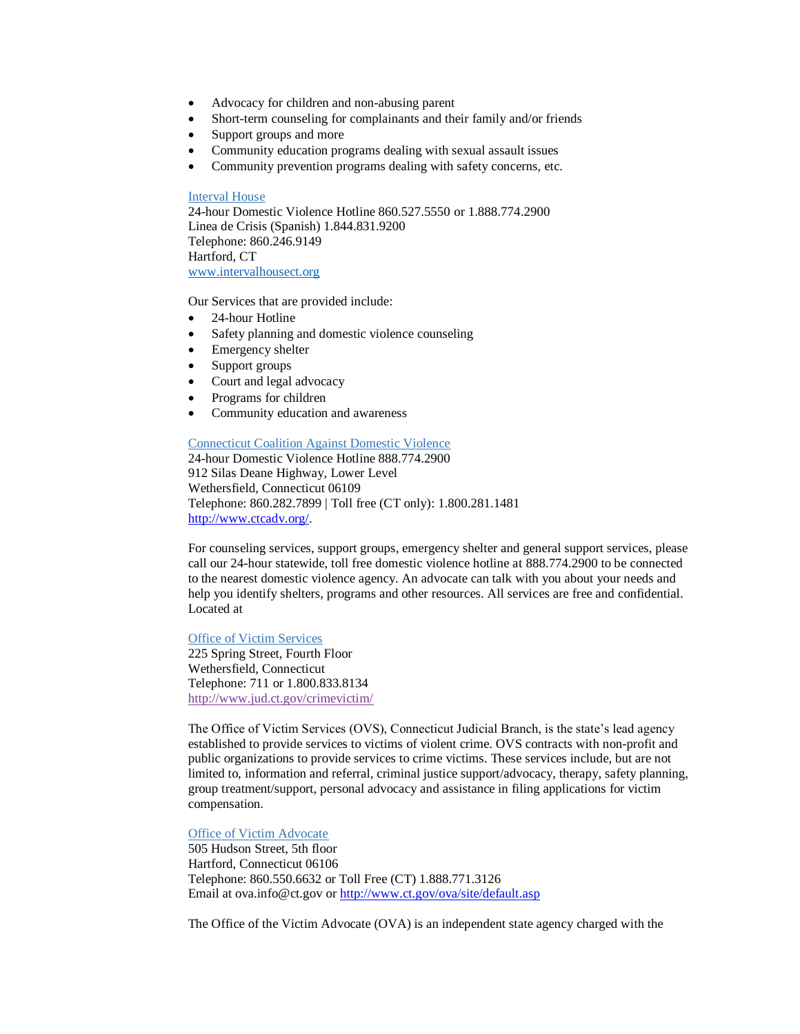- Advocacy for children and non-abusing parent
- Short-term counseling for complainants and their family and/or friends
- Support groups and more
- Community education programs dealing with sexual assault issues
- Community prevention programs dealing with safety concerns, etc.

[Interval House](www.intervalhousect.org)
24-hour Domestic Violence Hotline 860.527.5550 or 1.888.774.2900
Linea de Crisis (Spanish) 1.844.831.9200
Telephone: 860.246.9149
Hartford, CT
www.intervalhousect.org

Our Services that are provided include:

- 24-hour Hotline
- Safety planning and domestic violence counseling
- Emergency shelter
- Support groups
- Court and legal advocacy
- Programs for children
- Community education and awareness

[Connecticut Coalition Against Domestic Violence](http://www.ctcadv.org/)
24-hour Domestic Violence Hotline 888.774.2900
912 Silas Deane Highway, Lower Level
Wethersfield, Connecticut 06109
Telephone: 860.282.7899 | Toll free (CT only): 1.800.281.1481
http://www.ctcadv.org/.

For counseling services, support groups, emergency shelter and general support services, please call our 24-hour statewide, toll free domestic violence hotline at 888.774.2900 to be connected to the nearest domestic violence agency. An advocate can talk with you about your needs and help you identify shelters, programs and other resources. All services are free and confidential. Located at

[Office of Victim Services](http://www.jud.ct.gov/crimevictim/)
225 Spring Street, Fourth Floor
Wethersfield, Connecticut
Telephone: 711 or 1.800.833.8134
http://www.jud.ct.gov/crimevictim/

The Office of Victim Services (OVS), Connecticut Judicial Branch, is the state's lead agency established to provide services to victims of violent crime. OVS contracts with non-profit and public organizations to provide services to crime victims. These services include, but are not limited to, information and referral, criminal justice support/advocacy, therapy, safety planning, group treatment/support, personal advocacy and assistance in filing applications for victim compensation.

[Office of Victim Advocate](http://www.ct.gov/ova/site/default.asp)
505 Hudson Street, 5th floor
Hartford, Connecticut 06106
Telephone: 860.550.6632 or Toll Free (CT) 1.888.771.3126
Email at ova.info@ct.gov or http://www.ct.gov/ova/site/default.asp

The Office of the Victim Advocate (OVA) is an independent state agency charged with the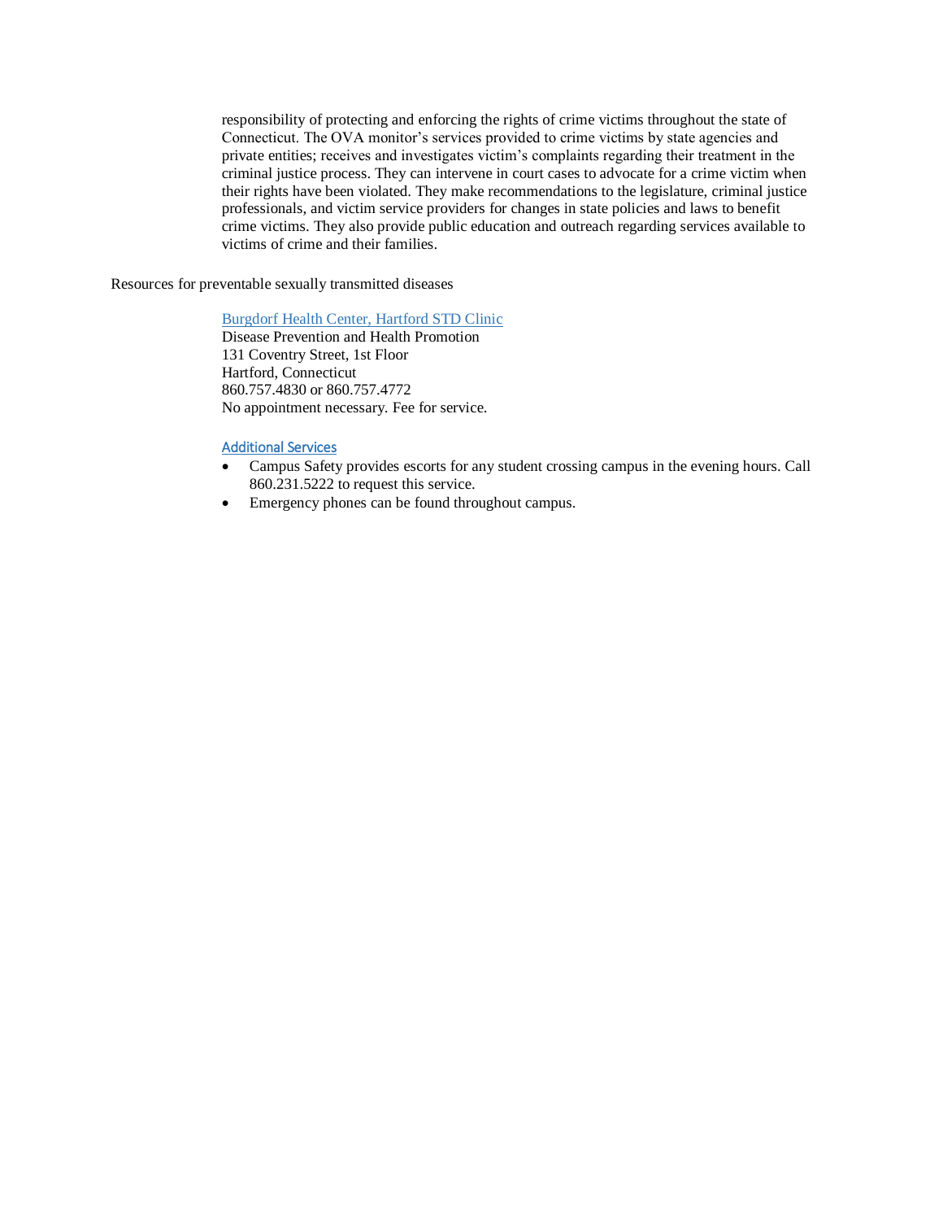responsibility of protecting and enforcing the rights of crime victims throughout the state of Connecticut. The OVA monitor's services provided to crime victims by state agencies and private entities; receives and investigates victim's complaints regarding their treatment in the criminal justice process. They can intervene in court cases to advocate for a crime victim when their rights have been violated. They make recommendations to the legislature, criminal justice professionals, and victim service providers for changes in state policies and laws to benefit crime victims. They also provide public education and outreach regarding services available to victims of crime and their families.

Resources for preventable sexually transmitted diseases

Burgdorf Health Center, Hartford STD Clinic
Disease Prevention and Health Promotion
131 Coventry Street, 1st Floor
Hartford, Connecticut
860.757.4830 or 860.757.4772
No appointment necessary. Fee for service.

Additional Services

- Campus Safety provides escorts for any student crossing campus in the evening hours. Call 860.231.5222 to request this service.
- Emergency phones can be found throughout campus.